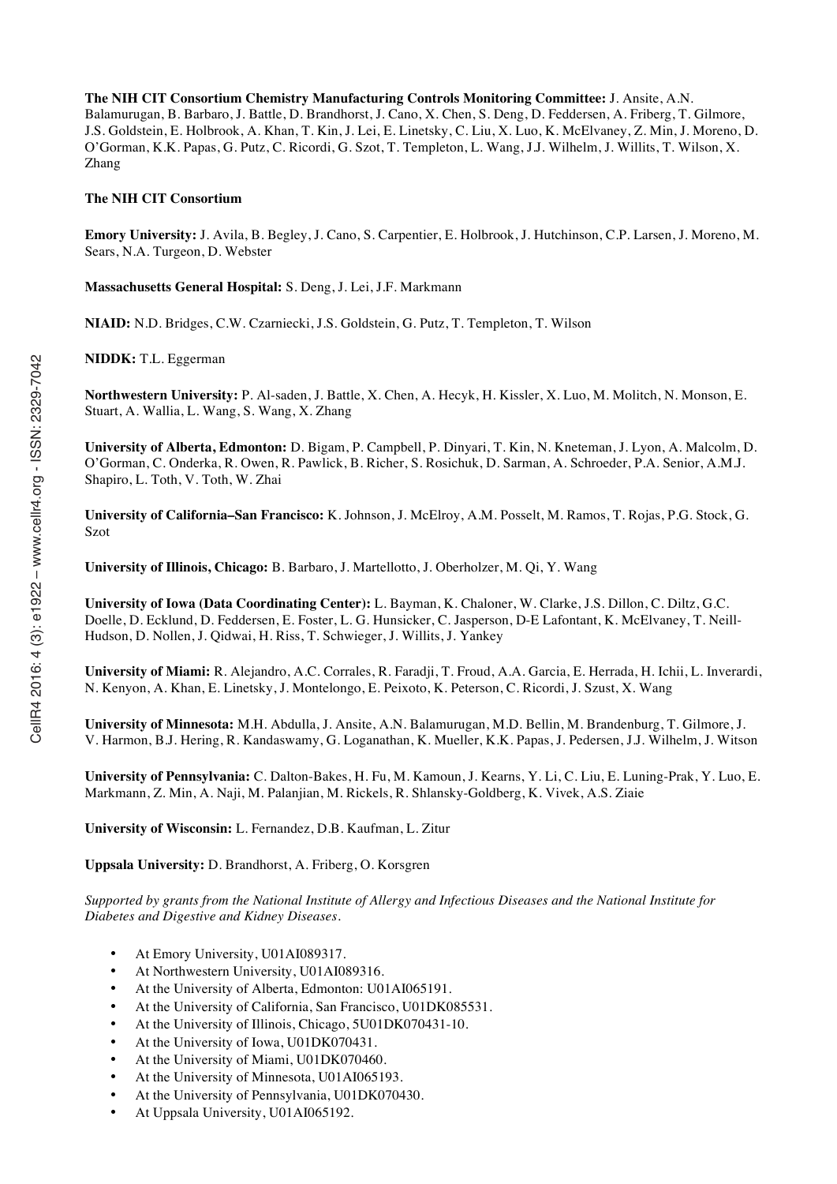**The NIH CIT Consortium Chemistry Manufacturing Controls Monitoring Committee:** J. Ansite, A.N. Balamurugan, B. Barbaro, J. Battle, D. Brandhorst, J. Cano, X. Chen, S. Deng, D. Feddersen, A. Friberg, T. Gilmore, J.S. Goldstein, E. Holbrook, A. Khan, T. Kin, J. Lei, E. Linetsky, C. Liu, X. Luo, K. McElvaney, Z. Min, J. Moreno, D. O'Gorman, K.K. Papas, G. Putz, C. Ricordi, G. Szot, T. Templeton, L. Wang, J.J. Wilhelm, J. Willits, T. Wilson, X. Zhang

**The NIH CIT Consortium**

**Emory University:** J. Avila, B. Begley, J. Cano, S. Carpentier, E. Holbrook, J. Hutchinson, C.P. Larsen, J. Moreno, M. Sears, N.A. Turgeon, D. Webster

**Massachusetts General Hospital:** S. Deng, J. Lei, J.F. Markmann

**NIAID:** N.D. Bridges, C.W. Czarniecki, J.S. Goldstein, G. Putz, T. Templeton, T. Wilson

**NIDDK:** T.L. Eggerman

**Northwestern University:** P. Al-saden, J. Battle, X. Chen, A. Hecyk, H. Kissler, X. Luo, M. Molitch, N. Monson, E. Stuart, A. Wallia, L. Wang, S. Wang, X. Zhang

**University of Alberta, Edmonton:** D. Bigam, P. Campbell, P. Dinyari, T. Kin, N. Kneteman, J. Lyon, A. Malcolm, D. O'Gorman, C. Onderka, R. Owen, R. Pawlick, B. Richer, S. Rosichuk, D. Sarman, A. Schroeder, P.A. Senior, A.M.J. Shapiro, L. Toth, V. Toth, W. Zhai

**University of California–San Francisco:** K. Johnson, J. McElroy, A.M. Posselt, M. Ramos, T. Rojas, P.G. Stock, G. Szot

**University of Illinois, Chicago:** B. Barbaro, J. Martellotto, J. Oberholzer, M. Qi, Y. Wang

**University of Iowa (Data Coordinating Center):** L. Bayman, K. Chaloner, W. Clarke, J.S. Dillon, C. Diltz, G.C. Doelle, D. Ecklund, D. Feddersen, E. Foster, L. G. Hunsicker, C. Jasperson, D-E Lafontant, K. McElvaney, T. Neill-Hudson, D. Nollen, J. Qidwai, H. Riss, T. Schwieger, J. Willits, J. Yankey

**University of Miami:** R. Alejandro, A.C. Corrales, R. Faradji, T. Froud, A.A. Garcia, E. Herrada, H. Ichii, L. Inverardi, N. Kenyon, A. Khan, E. Linetsky, J. Montelongo, E. Peixoto, K. Peterson, C. Ricordi, J. Szust, X. Wang

**University of Minnesota:** M.H. Abdulla, J. Ansite, A.N. Balamurugan, M.D. Bellin, M. Brandenburg, T. Gilmore, J. V. Harmon, B.J. Hering, R. Kandaswamy, G. Loganathan, K. Mueller, K.K. Papas, J. Pedersen, J.J. Wilhelm, J. Witson

**University of Pennsylvania:** C. Dalton-Bakes, H. Fu, M. Kamoun, J. Kearns, Y. Li, C. Liu, E. Luning-Prak, Y. Luo, E. Markmann, Z. Min, A. Naji, M. Palanjian, M. Rickels, R. Shlansky-Goldberg, K. Vivek, A.S. Ziaie

**University of Wisconsin:** L. Fernandez, D.B. Kaufman, L. Zitur

**Uppsala University:** D. Brandhorst, A. Friberg, O. Korsgren

*Supported by grants from the National Institute of Allergy and Infectious Diseases and the National Institute for Diabetes and Digestive and Kidney Diseases.*

- At Emory University, U01AI089317.
- At Northwestern University, U01AI089316.
- At the University of Alberta, Edmonton: U01AI065191.
- At the University of California, San Francisco, U01DK085531.
- At the University of Illinois, Chicago, 5U01DK070431-10.
- At the University of Iowa, U01DK070431.
- At the University of Miami, U01DK070460.
- At the University of Minnesota, U01AI065193.
- At the University of Pennsylvania, U01DK070430.
- At Uppsala University, U01AI065192.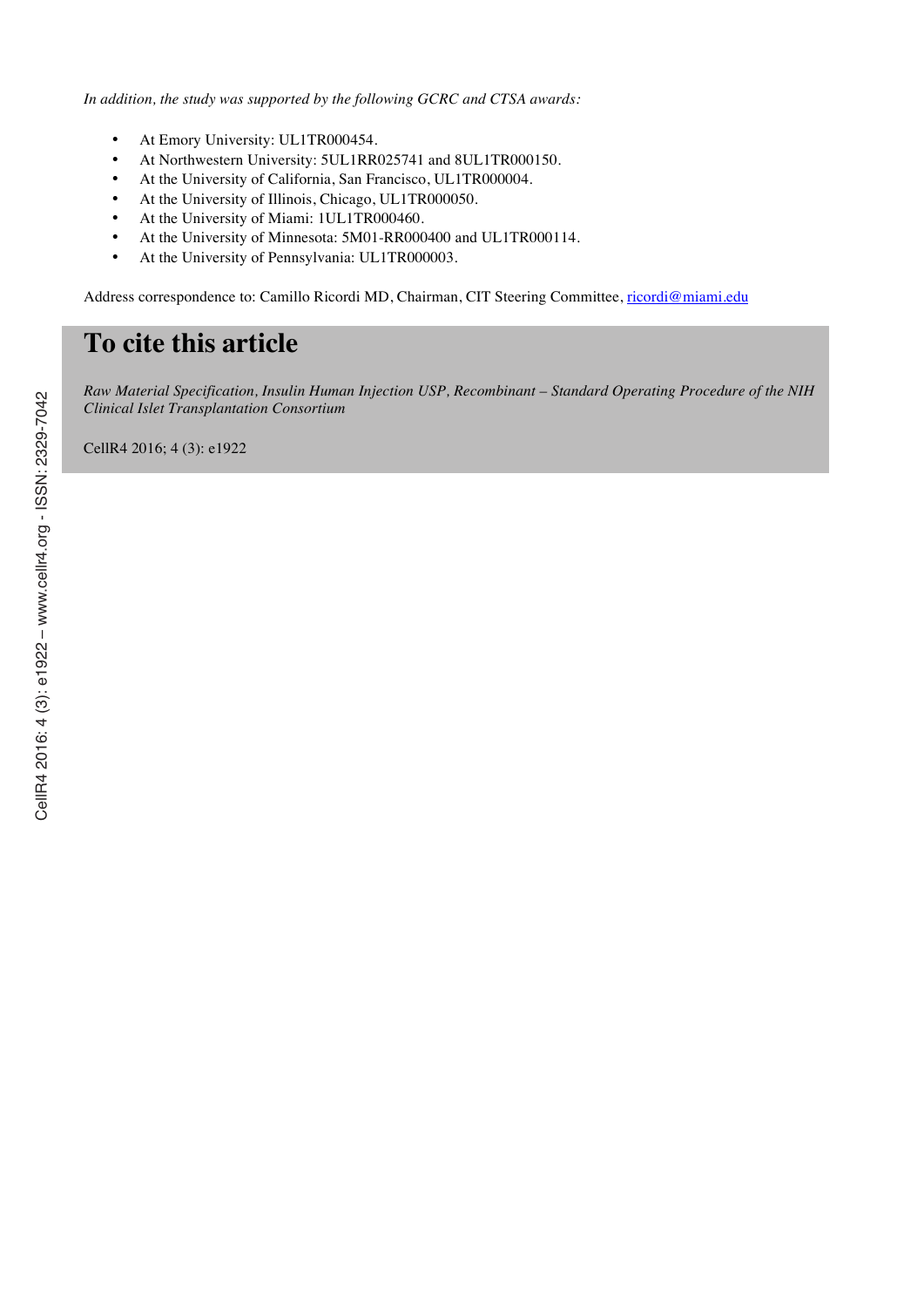*In addition, the study was supported by the following GCRC and CTSA awards:*

- At Emory University: UL1TR000454.
- At Northwestern University: 5UL1RR025741 and 8UL1TR000150.
- At the University of California, San Francisco, UL1TR000004.
- At the University of Illinois, Chicago, UL1TR000050.
- At the University of Miami: 1UL1TR000460.
- At the University of Minnesota: 5M01-RR000400 and UL1TR000114.
- At the University of Pennsylvania: UL1TR000003.

Address correspondence to: Camillo Ricordi MD, Chairman, CIT Steering Committee, ricordi@miami.edu

# To cite this article

*Raw Material Specification, Insulin Human Injection USP, Recombinant – Standard Operating Procedure of the NIH Clinical Islet Transplantation Consortium*

CellR4 2016; 4 (3): e1922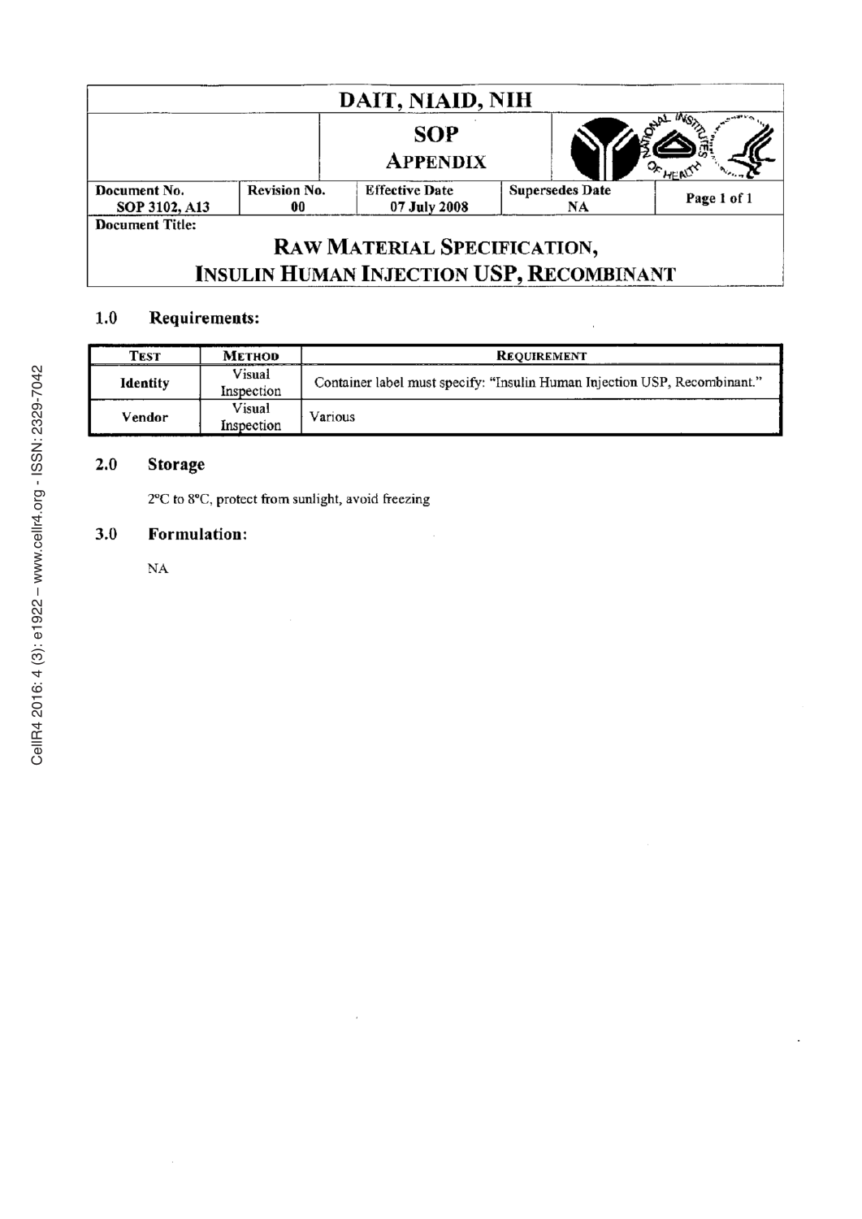| DAIT, NIAID, NIH | | | | |
|---|---|---|---|---|
| | SOP APPENDIX | | | |
| **Document No.** SOP 3102, A13 | **Revision No.** 00 | **Effective Date** 07 July 2008 | **Supersedes Date** NA | **Page 1 of 1** |
| **Document Title:** RAW MATERIAL SPECIFICATION, INSULIN HUMAN INJECTION USP, RECOMBINANT | | | | |

## 1.0 Requirements:

| TEST | METHOD | REQUIREMENT |
|---|---|---|
| **Identity** | Visual Inspection | Container label must specify: "Insulin Human Injection USP, Recombinant." |
| **Vendor** | Visual Inspection | Various |

## 2.0 Storage

2°C to 8°C, protect from sunlight, avoid freezing

## 3.0 Formulation:

NA